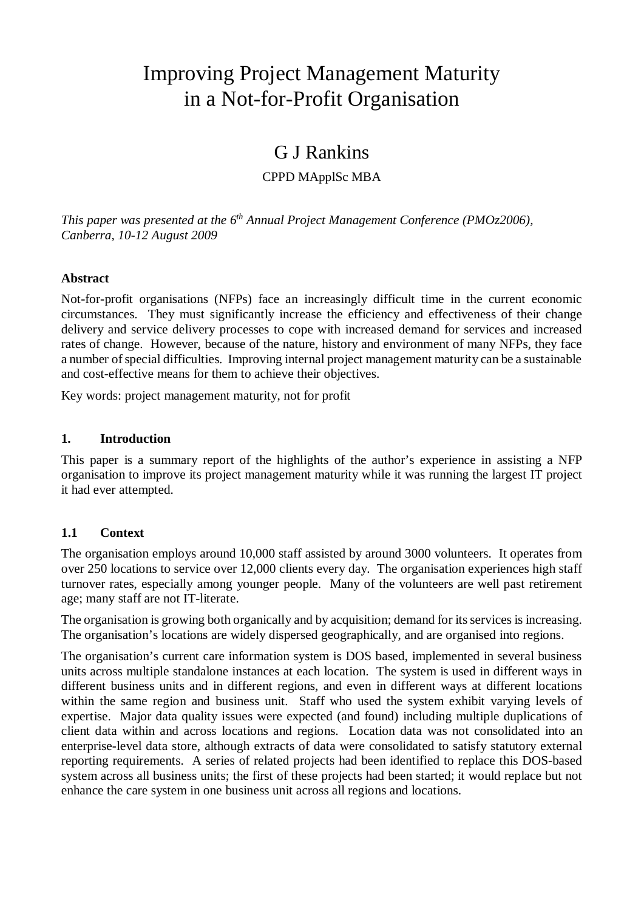# Improving Project Management Maturity in a Not-for-Profit Organisation

## G J Rankins

CPPD MApplSc MBA

*This paper was presented at the 6th Annual Project Management Conference (PMOz2006), Canberra, 10-12 August 2009*

### Abstract

Not-for-profit organisations (NFPs) face an increasingly difficult time in the current economic circumstances. They must significantly increase the efficiency and effectiveness of their change delivery and service delivery processes to cope with increased demand for services and increased rates of change. However, because of the nature, history and environment of many NFPs, they face a number of special difficulties. Improving internal project management maturity can be a sustainable and cost-effective means for them to achieve their objectives.

Key words: project management maturity, not for profit

### 1. Introduction

This paper is a summary report of the highlights of the author's experience in assisting a NFP organisation to improve its project management maturity while it was running the largest IT project it had ever attempted.

### 1.1 Context

The organisation employs around 10,000 staff assisted by around 3000 volunteers. It operates from over 250 locations to service over 12,000 clients every day. The organisation experiences high staff turnover rates, especially among younger people. Many of the volunteers are well past retirement age; many staff are not IT-literate.

The organisation is growing both organically and by acquisition; demand for its services is increasing. The organisation's locations are widely dispersed geographically, and are organised into regions.

The organisation's current care information system is DOS based, implemented in several business units across multiple standalone instances at each location. The system is used in different ways in different business units and in different regions, and even in different ways at different locations within the same region and business unit. Staff who used the system exhibit varying levels of expertise. Major data quality issues were expected (and found) including multiple duplications of client data within and across locations and regions. Location data was not consolidated into an enterprise-level data store, although extracts of data were consolidated to satisfy statutory external reporting requirements. A series of related projects had been identified to replace this DOS-based system across all business units; the first of these projects had been started; it would replace but not enhance the care system in one business unit across all regions and locations.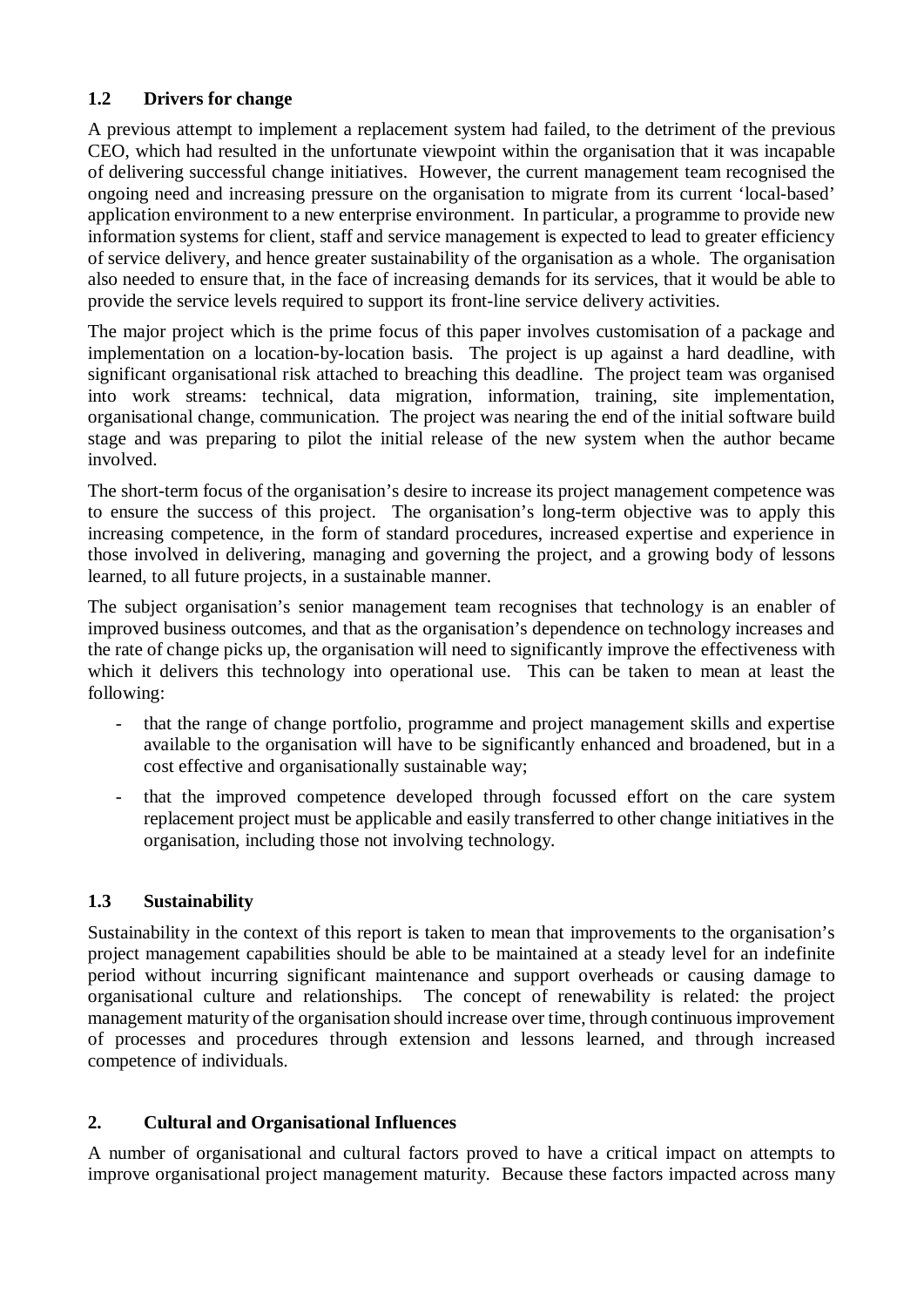### 1.2 Drivers for change

A previous attempt to implement a replacement system had failed, to the detriment of the previous CEO, which had resulted in the unfortunate viewpoint within the organisation that it was incapable of delivering successful change initiatives. However, the current management team recognised the ongoing need and increasing pressure on the organisation to migrate from its current 'local-based' application environment to a new enterprise environment. In particular, a programme to provide new information systems for client, staff and service management is expected to lead to greater efficiency of service delivery, and hence greater sustainability of the organisation as a whole. The organisation also needed to ensure that, in the face of increasing demands for its services, that it would be able to provide the service levels required to support its front-line service delivery activities.

The major project which is the prime focus of this paper involves customisation of a package and implementation on a location-by-location basis. The project is up against a hard deadline, with significant organisational risk attached to breaching this deadline. The project team was organised into work streams: technical, data migration, information, training, site implementation, organisational change, communication. The project was nearing the end of the initial software build stage and was preparing to pilot the initial release of the new system when the author became involved.

The short-term focus of the organisation's desire to increase its project management competence was to ensure the success of this project. The organisation's long-term objective was to apply this increasing competence, in the form of standard procedures, increased expertise and experience in those involved in delivering, managing and governing the project, and a growing body of lessons learned, to all future projects, in a sustainable manner.

The subject organisation's senior management team recognises that technology is an enabler of improved business outcomes, and that as the organisation's dependence on technology increases and the rate of change picks up, the organisation will need to significantly improve the effectiveness with which it delivers this technology into operational use. This can be taken to mean at least the following:

- that the range of change portfolio, programme and project management skills and expertise available to the organisation will have to be significantly enhanced and broadened, but in a cost effective and organisationally sustainable way;
- that the improved competence developed through focussed effort on the care system replacement project must be applicable and easily transferred to other change initiatives in the organisation, including those not involving technology.

### 1.3 Sustainability

Sustainability in the context of this report is taken to mean that improvements to the organisation's project management capabilities should be able to be maintained at a steady level for an indefinite period without incurring significant maintenance and support overheads or causing damage to organisational culture and relationships. The concept of renewability is related: the project management maturity of the organisation should increase over time, through continuous improvement of processes and procedures through extension and lessons learned, and through increased competence of individuals.

## 2. Cultural and Organisational Influences

A number of organisational and cultural factors proved to have a critical impact on attempts to improve organisational project management maturity. Because these factors impacted across many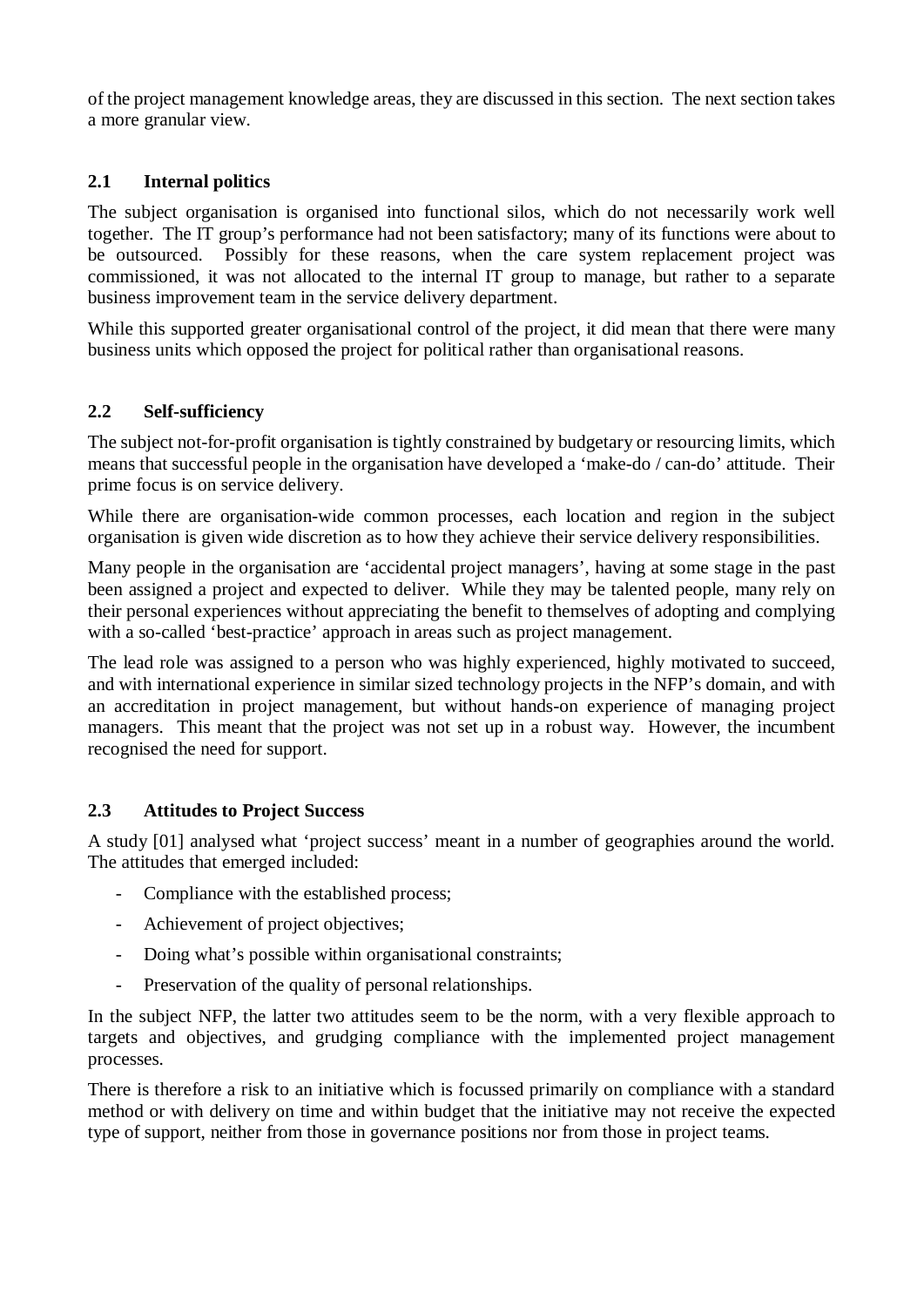of the project management knowledge areas, they are discussed in this section. The next section takes a more granular view.

## 2.1 Internal politics

The subject organisation is organised into functional silos, which do not necessarily work well together. The IT group's performance had not been satisfactory; many of its functions were about to be outsourced. Possibly for these reasons, when the care system replacement project was commissioned, it was not allocated to the internal IT group to manage, but rather to a separate business improvement team in the service delivery department.

While this supported greater organisational control of the project, it did mean that there were many business units which opposed the project for political rather than organisational reasons.

## 2.2 Self-sufficiency

The subject not-for-profit organisation is tightly constrained by budgetary or resourcing limits, which means that successful people in the organisation have developed a 'make-do / can-do' attitude. Their prime focus is on service delivery.

While there are organisation-wide common processes, each location and region in the subject organisation is given wide discretion as to how they achieve their service delivery responsibilities.

Many people in the organisation are 'accidental project managers', having at some stage in the past been assigned a project and expected to deliver. While they may be talented people, many rely on their personal experiences without appreciating the benefit to themselves of adopting and complying with a so-called 'best-practice' approach in areas such as project management.

The lead role was assigned to a person who was highly experienced, highly motivated to succeed, and with international experience in similar sized technology projects in the NFP's domain, and with an accreditation in project management, but without hands-on experience of managing project managers. This meant that the project was not set up in a robust way. However, the incumbent recognised the need for support.

## 2.3 Attitudes to Project Success

A study [01] analysed what 'project success' meant in a number of geographies around the world. The attitudes that emerged included:

- Compliance with the established process;
- Achievement of project objectives;
- Doing what's possible within organisational constraints;
- Preservation of the quality of personal relationships.

In the subject NFP, the latter two attitudes seem to be the norm, with a very flexible approach to targets and objectives, and grudging compliance with the implemented project management processes.

There is therefore a risk to an initiative which is focussed primarily on compliance with a standard method or with delivery on time and within budget that the initiative may not receive the expected type of support, neither from those in governance positions nor from those in project teams.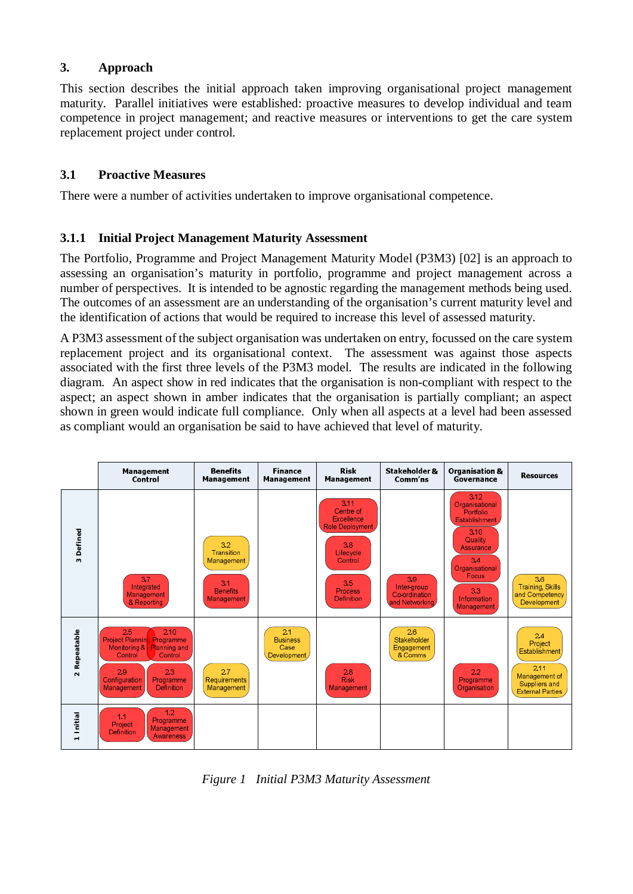## 3. Approach

This section describes the initial approach taken improving organisational project management maturity. Parallel initiatives were established: proactive measures to develop individual and team competence in project management; and reactive measures or interventions to get the care system replacement project under control.

### 3.1 Proactive Measures

There were a number of activities undertaken to improve organisational competence.

#### 3.1.1 Initial Project Management Maturity Assessment

The Portfolio, Programme and Project Management Maturity Model (P3M3) [02] is an approach to assessing an organisation's maturity in portfolio, programme and project management across a number of perspectives. It is intended to be agnostic regarding the management methods being used. The outcomes of an assessment are an understanding of the organisation's current maturity level and the identification of actions that would be required to increase this level of assessed maturity.

A P3M3 assessment of the subject organisation was undertaken on entry, focussed on the care system replacement project and its organisational context. The assessment was against those aspects associated with the first three levels of the P3M3 model. The results are indicated in the following diagram. An aspect show in red indicates that the organisation is non-compliant with respect to the aspect; an aspect shown in amber indicates that the organisation is partially compliant; an aspect shown in green would indicate full compliance. Only when all aspects at a level had been assessed as compliant would an organisation be said to have achieved that level of maturity.

| | Management Control | Benefits Management | Finance Management | Risk Management | Stakeholder & Comm'ns | Organisation & Governance | Resources |
|---|---|---|---|---|---|---|---|
| 3 Defined | 3.7 Integrated Management & Reporting (red) | 3.2 Transition Management (amber); 3.1 Benefits Management (red) | | 3.11 Centre of Excellence Role Deployment (red); 3.8 Lifecycle Control (red); 3.5 Process Definition (red) | 3.9 Inter-group Co-ordination and Networking (red) | 3.12 Organisational Portfolio Establishment (red); 3.10 Quality Assurance (red); 3.4 Organisational Focus (red); 3.3 Information Management (red) | 3.6 Training, Skills and Competency Development (amber) |
| 2 Repeatable | 2.5 Project Planning, Monitoring & Control (red); 2.10 Programme Planning and Control (red); 2.9 Configuration Management (red); 2.3 Programme Definition (red) | 2.7 Requirements Management (amber) | 2.1 Business Case Development (amber) | 2.8 Risk Management (red) | 2.6 Stakeholder Engagement & Comms (amber) | 2.2 Programme Organisation (red) | 2.4 Project Establishment (amber); 2.11 Management of Suppliers and External Parties (amber) |
| 1 Initial | 1.1 Project Definition (red); 1.2 Programme Management Awareness (red) | | | | | | |

*Figure 1 Initial P3M3 Maturity Assessment*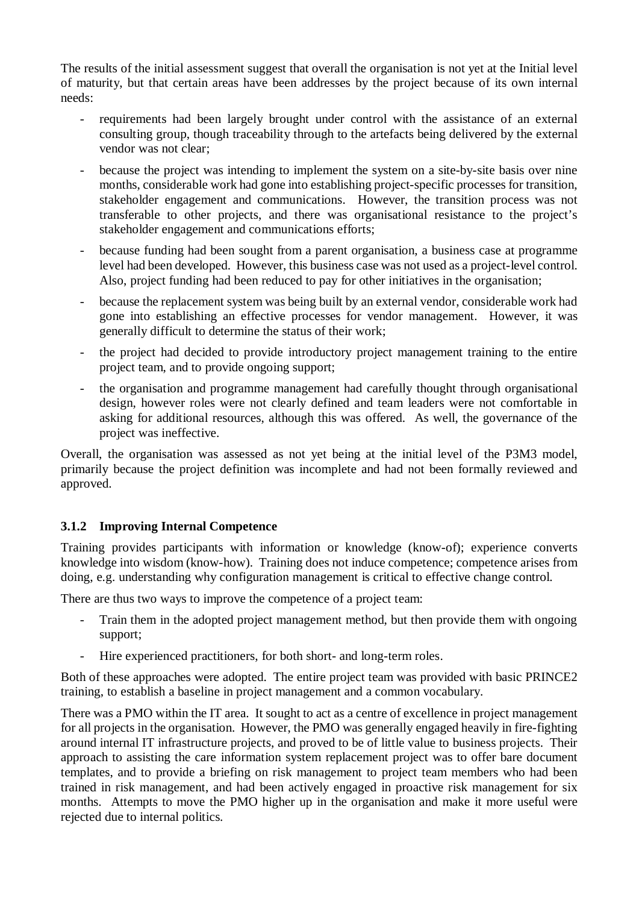The results of the initial assessment suggest that overall the organisation is not yet at the Initial level of maturity, but that certain areas have been addresses by the project because of its own internal needs:

- requirements had been largely brought under control with the assistance of an external consulting group, though traceability through to the artefacts being delivered by the external vendor was not clear;
- because the project was intending to implement the system on a site-by-site basis over nine months, considerable work had gone into establishing project-specific processes for transition, stakeholder engagement and communications. However, the transition process was not transferable to other projects, and there was organisational resistance to the project's stakeholder engagement and communications efforts;
- because funding had been sought from a parent organisation, a business case at programme level had been developed. However, this business case was not used as a project-level control. Also, project funding had been reduced to pay for other initiatives in the organisation;
- because the replacement system was being built by an external vendor, considerable work had gone into establishing an effective processes for vendor management. However, it was generally difficult to determine the status of their work;
- the project had decided to provide introductory project management training to the entire project team, and to provide ongoing support;
- the organisation and programme management had carefully thought through organisational design, however roles were not clearly defined and team leaders were not comfortable in asking for additional resources, although this was offered. As well, the governance of the project was ineffective.

Overall, the organisation was assessed as not yet being at the initial level of the P3M3 model, primarily because the project definition was incomplete and had not been formally reviewed and approved.

### 3.1.2 Improving Internal Competence

Training provides participants with information or knowledge (know-of); experience converts knowledge into wisdom (know-how). Training does not induce competence; competence arises from doing, e.g. understanding why configuration management is critical to effective change control.

There are thus two ways to improve the competence of a project team:

- Train them in the adopted project management method, but then provide them with ongoing support;
- Hire experienced practitioners, for both short- and long-term roles.

Both of these approaches were adopted. The entire project team was provided with basic PRINCE2 training, to establish a baseline in project management and a common vocabulary.

There was a PMO within the IT area. It sought to act as a centre of excellence in project management for all projects in the organisation. However, the PMO was generally engaged heavily in fire-fighting around internal IT infrastructure projects, and proved to be of little value to business projects. Their approach to assisting the care information system replacement project was to offer bare document templates, and to provide a briefing on risk management to project team members who had been trained in risk management, and had been actively engaged in proactive risk management for six months. Attempts to move the PMO higher up in the organisation and make it more useful were rejected due to internal politics.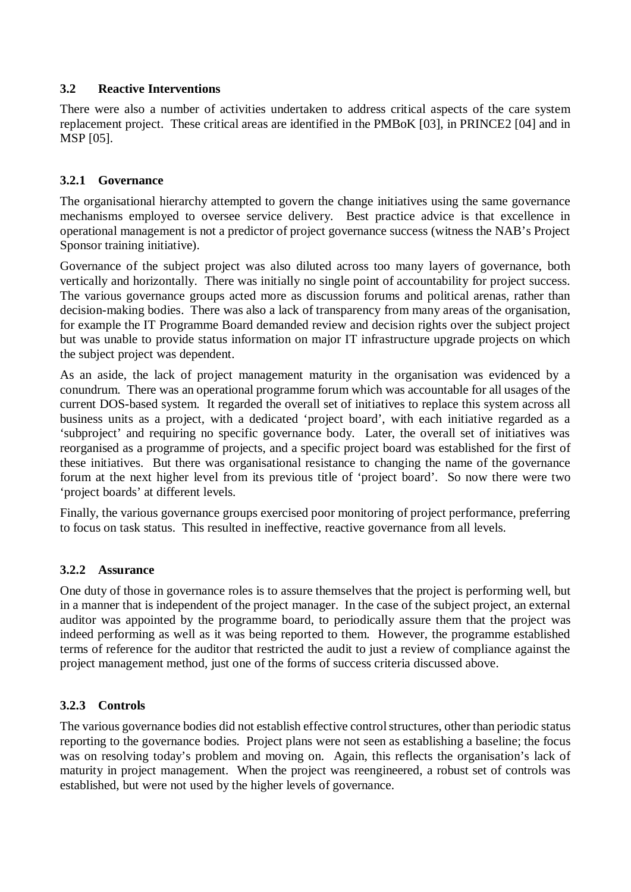### 3.2 Reactive Interventions

There were also a number of activities undertaken to address critical aspects of the care system replacement project. These critical areas are identified in the PMBoK [03], in PRINCE2 [04] and in MSP [05].

#### 3.2.1 Governance

The organisational hierarchy attempted to govern the change initiatives using the same governance mechanisms employed to oversee service delivery. Best practice advice is that excellence in operational management is not a predictor of project governance success (witness the NAB's Project Sponsor training initiative).

Governance of the subject project was also diluted across too many layers of governance, both vertically and horizontally. There was initially no single point of accountability for project success. The various governance groups acted more as discussion forums and political arenas, rather than decision-making bodies. There was also a lack of transparency from many areas of the organisation, for example the IT Programme Board demanded review and decision rights over the subject project but was unable to provide status information on major IT infrastructure upgrade projects on which the subject project was dependent.

As an aside, the lack of project management maturity in the organisation was evidenced by a conundrum. There was an operational programme forum which was accountable for all usages of the current DOS-based system. It regarded the overall set of initiatives to replace this system across all business units as a project, with a dedicated 'project board', with each initiative regarded as a 'subproject' and requiring no specific governance body. Later, the overall set of initiatives was reorganised as a programme of projects, and a specific project board was established for the first of these initiatives. But there was organisational resistance to changing the name of the governance forum at the next higher level from its previous title of 'project board'. So now there were two 'project boards' at different levels.

Finally, the various governance groups exercised poor monitoring of project performance, preferring to focus on task status. This resulted in ineffective, reactive governance from all levels.

#### 3.2.2 Assurance

One duty of those in governance roles is to assure themselves that the project is performing well, but in a manner that is independent of the project manager. In the case of the subject project, an external auditor was appointed by the programme board, to periodically assure them that the project was indeed performing as well as it was being reported to them. However, the programme established terms of reference for the auditor that restricted the audit to just a review of compliance against the project management method, just one of the forms of success criteria discussed above.

#### 3.2.3 Controls

The various governance bodies did not establish effective control structures, other than periodic status reporting to the governance bodies. Project plans were not seen as establishing a baseline; the focus was on resolving today's problem and moving on. Again, this reflects the organisation's lack of maturity in project management. When the project was reengineered, a robust set of controls was established, but were not used by the higher levels of governance.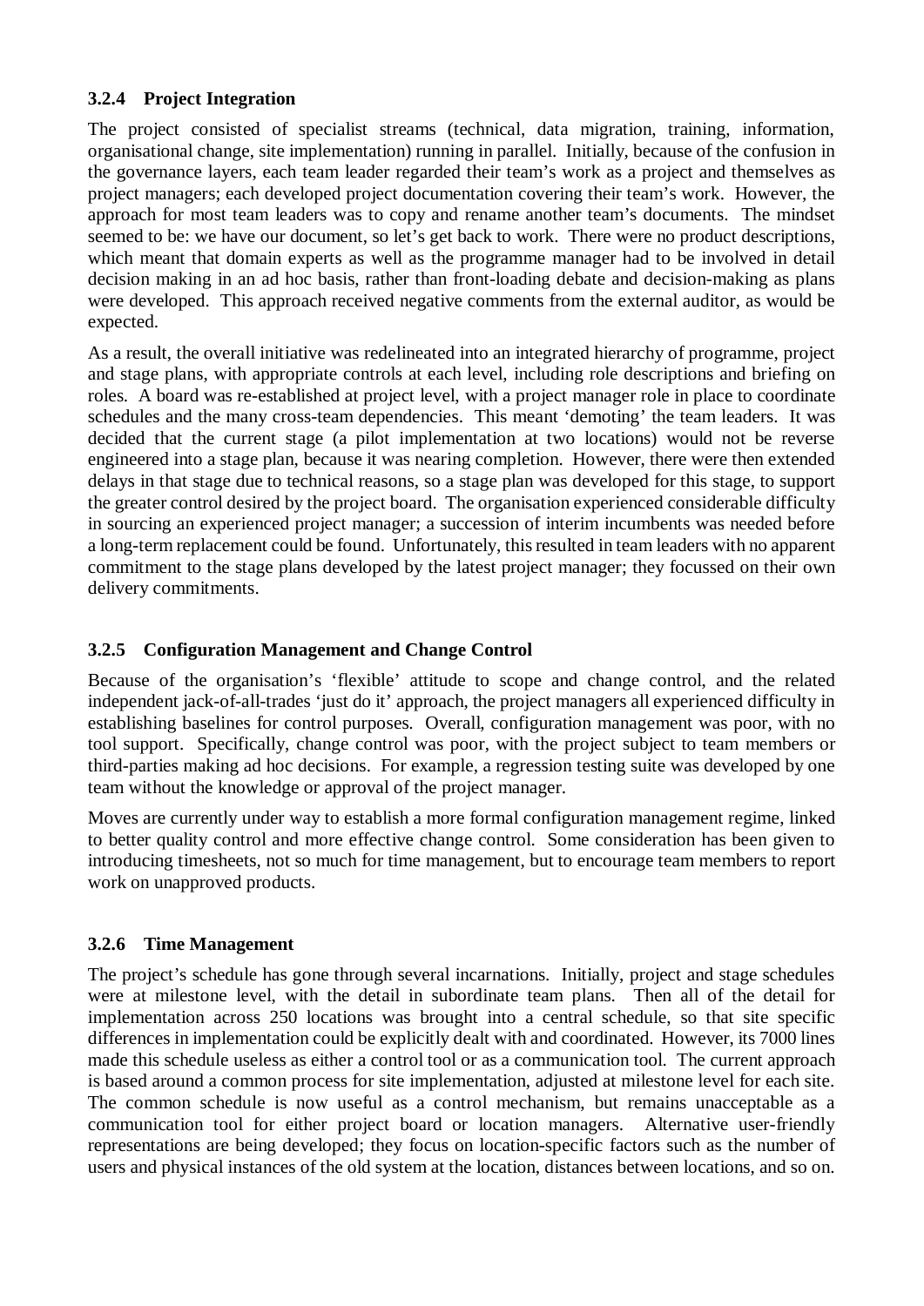### 3.2.4 Project Integration

The project consisted of specialist streams (technical, data migration, training, information, organisational change, site implementation) running in parallel. Initially, because of the confusion in the governance layers, each team leader regarded their team's work as a project and themselves as project managers; each developed project documentation covering their team's work. However, the approach for most team leaders was to copy and rename another team's documents. The mindset seemed to be: we have our document, so let's get back to work. There were no product descriptions, which meant that domain experts as well as the programme manager had to be involved in detail decision making in an ad hoc basis, rather than front-loading debate and decision-making as plans were developed. This approach received negative comments from the external auditor, as would be expected.

As a result, the overall initiative was redelineated into an integrated hierarchy of programme, project and stage plans, with appropriate controls at each level, including role descriptions and briefing on roles. A board was re-established at project level, with a project manager role in place to coordinate schedules and the many cross-team dependencies. This meant 'demoting' the team leaders. It was decided that the current stage (a pilot implementation at two locations) would not be reverse engineered into a stage plan, because it was nearing completion. However, there were then extended delays in that stage due to technical reasons, so a stage plan was developed for this stage, to support the greater control desired by the project board. The organisation experienced considerable difficulty in sourcing an experienced project manager; a succession of interim incumbents was needed before a long-term replacement could be found. Unfortunately, this resulted in team leaders with no apparent commitment to the stage plans developed by the latest project manager; they focussed on their own delivery commitments.

### 3.2.5 Configuration Management and Change Control

Because of the organisation's 'flexible' attitude to scope and change control, and the related independent jack-of-all-trades 'just do it' approach, the project managers all experienced difficulty in establishing baselines for control purposes. Overall, configuration management was poor, with no tool support. Specifically, change control was poor, with the project subject to team members or third-parties making ad hoc decisions. For example, a regression testing suite was developed by one team without the knowledge or approval of the project manager.

Moves are currently under way to establish a more formal configuration management regime, linked to better quality control and more effective change control. Some consideration has been given to introducing timesheets, not so much for time management, but to encourage team members to report work on unapproved products.

### 3.2.6 Time Management

The project's schedule has gone through several incarnations. Initially, project and stage schedules were at milestone level, with the detail in subordinate team plans. Then all of the detail for implementation across 250 locations was brought into a central schedule, so that site specific differences in implementation could be explicitly dealt with and coordinated. However, its 7000 lines made this schedule useless as either a control tool or as a communication tool. The current approach is based around a common process for site implementation, adjusted at milestone level for each site. The common schedule is now useful as a control mechanism, but remains unacceptable as a communication tool for either project board or location managers. Alternative user-friendly representations are being developed; they focus on location-specific factors such as the number of users and physical instances of the old system at the location, distances between locations, and so on.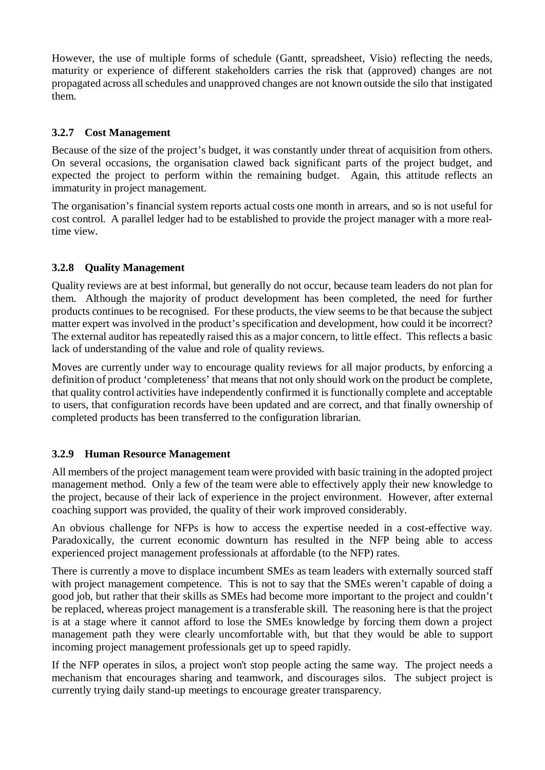However, the use of multiple forms of schedule (Gantt, spreadsheet, Visio) reflecting the needs, maturity or experience of different stakeholders carries the risk that (approved) changes are not propagated across all schedules and unapproved changes are not known outside the silo that instigated them.

### 3.2.7 Cost Management

Because of the size of the project's budget, it was constantly under threat of acquisition from others. On several occasions, the organisation clawed back significant parts of the project budget, and expected the project to perform within the remaining budget. Again, this attitude reflects an immaturity in project management.

The organisation's financial system reports actual costs one month in arrears, and so is not useful for cost control. A parallel ledger had to be established to provide the project manager with a more real-time view.

### 3.2.8 Quality Management

Quality reviews are at best informal, but generally do not occur, because team leaders do not plan for them. Although the majority of product development has been completed, the need for further products continues to be recognised. For these products, the view seems to be that because the subject matter expert was involved in the product's specification and development, how could it be incorrect? The external auditor has repeatedly raised this as a major concern, to little effect. This reflects a basic lack of understanding of the value and role of quality reviews.

Moves are currently under way to encourage quality reviews for all major products, by enforcing a definition of product 'completeness' that means that not only should work on the product be complete, that quality control activities have independently confirmed it is functionally complete and acceptable to users, that configuration records have been updated and are correct, and that finally ownership of completed products has been transferred to the configuration librarian.

### 3.2.9 Human Resource Management

All members of the project management team were provided with basic training in the adopted project management method. Only a few of the team were able to effectively apply their new knowledge to the project, because of their lack of experience in the project environment. However, after external coaching support was provided, the quality of their work improved considerably.

An obvious challenge for NFPs is how to access the expertise needed in a cost-effective way. Paradoxically, the current economic downturn has resulted in the NFP being able to access experienced project management professionals at affordable (to the NFP) rates.

There is currently a move to displace incumbent SMEs as team leaders with externally sourced staff with project management competence. This is not to say that the SMEs weren't capable of doing a good job, but rather that their skills as SMEs had become more important to the project and couldn't be replaced, whereas project management is a transferable skill. The reasoning here is that the project is at a stage where it cannot afford to lose the SMEs knowledge by forcing them down a project management path they were clearly uncomfortable with, but that they would be able to support incoming project management professionals get up to speed rapidly.

If the NFP operates in silos, a project won't stop people acting the same way. The project needs a mechanism that encourages sharing and teamwork, and discourages silos. The subject project is currently trying daily stand-up meetings to encourage greater transparency.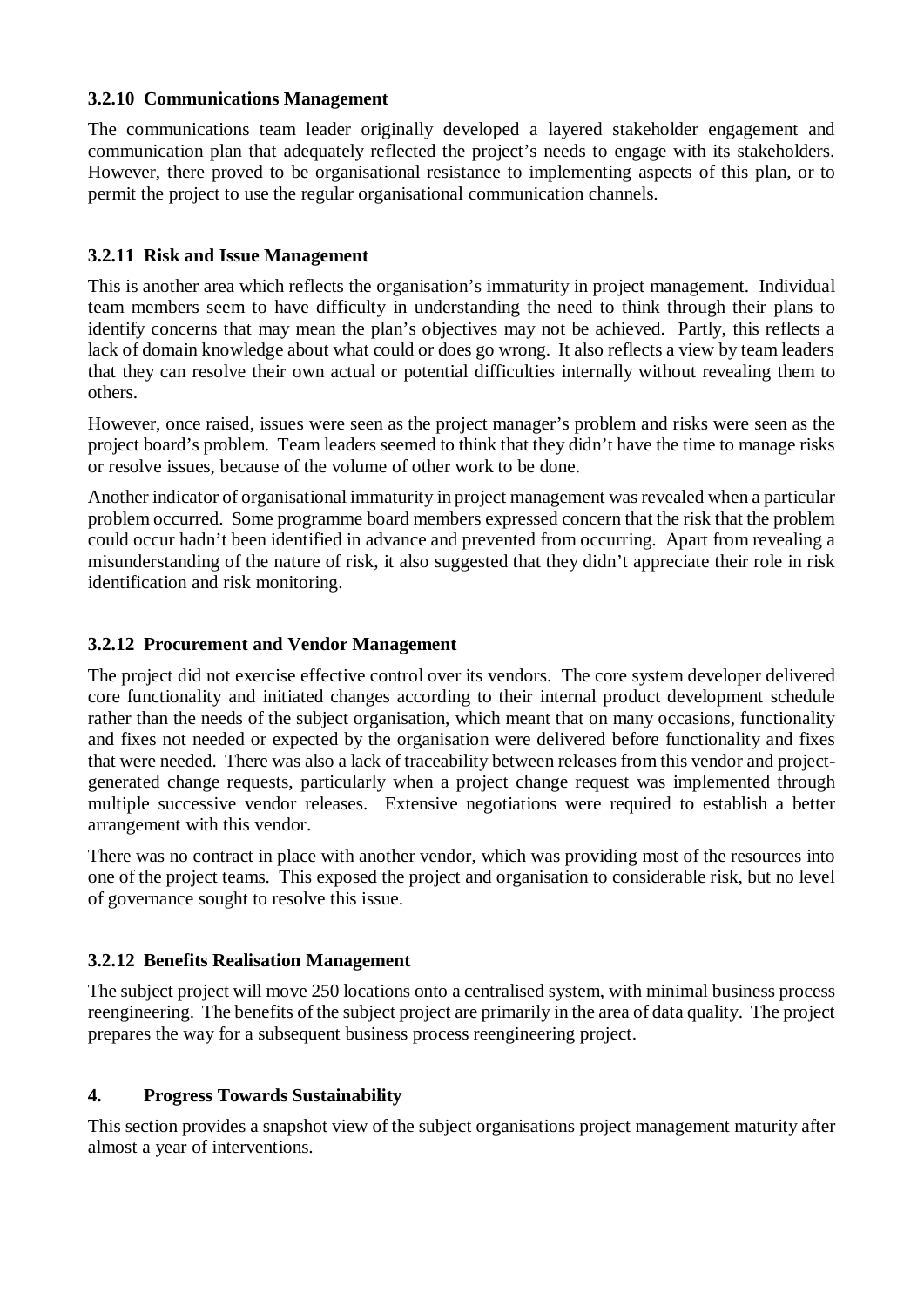### 3.2.10 Communications Management

The communications team leader originally developed a layered stakeholder engagement and communication plan that adequately reflected the project's needs to engage with its stakeholders. However, there proved to be organisational resistance to implementing aspects of this plan, or to permit the project to use the regular organisational communication channels.

### 3.2.11 Risk and Issue Management

This is another area which reflects the organisation's immaturity in project management. Individual team members seem to have difficulty in understanding the need to think through their plans to identify concerns that may mean the plan's objectives may not be achieved. Partly, this reflects a lack of domain knowledge about what could or does go wrong. It also reflects a view by team leaders that they can resolve their own actual or potential difficulties internally without revealing them to others.

However, once raised, issues were seen as the project manager's problem and risks were seen as the project board's problem. Team leaders seemed to think that they didn't have the time to manage risks or resolve issues, because of the volume of other work to be done.

Another indicator of organisational immaturity in project management was revealed when a particular problem occurred. Some programme board members expressed concern that the risk that the problem could occur hadn't been identified in advance and prevented from occurring. Apart from revealing a misunderstanding of the nature of risk, it also suggested that they didn't appreciate their role in risk identification and risk monitoring.

### 3.2.12 Procurement and Vendor Management

The project did not exercise effective control over its vendors. The core system developer delivered core functionality and initiated changes according to their internal product development schedule rather than the needs of the subject organisation, which meant that on many occasions, functionality and fixes not needed or expected by the organisation were delivered before functionality and fixes that were needed. There was also a lack of traceability between releases from this vendor and project-generated change requests, particularly when a project change request was implemented through multiple successive vendor releases. Extensive negotiations were required to establish a better arrangement with this vendor.

There was no contract in place with another vendor, which was providing most of the resources into one of the project teams. This exposed the project and organisation to considerable risk, but no level of governance sought to resolve this issue.

### 3.2.12 Benefits Realisation Management

The subject project will move 250 locations onto a centralised system, with minimal business process reengineering. The benefits of the subject project are primarily in the area of data quality. The project prepares the way for a subsequent business process reengineering project.

## 4. Progress Towards Sustainability

This section provides a snapshot view of the subject organisations project management maturity after almost a year of interventions.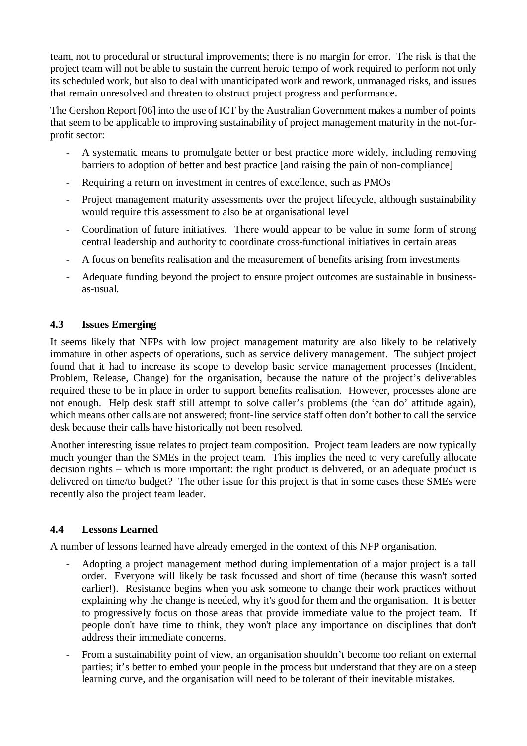team, not to procedural or structural improvements; there is no margin for error. The risk is that the project team will not be able to sustain the current heroic tempo of work required to perform not only its scheduled work, but also to deal with unanticipated work and rework, unmanaged risks, and issues that remain unresolved and threaten to obstruct project progress and performance.

The Gershon Report [06] into the use of ICT by the Australian Government makes a number of points that seem to be applicable to improving sustainability of project management maturity in the not-for-profit sector:

- A systematic means to promulgate better or best practice more widely, including removing barriers to adoption of better and best practice [and raising the pain of non-compliance]
- Requiring a return on investment in centres of excellence, such as PMOs
- Project management maturity assessments over the project lifecycle, although sustainability would require this assessment to also be at organisational level
- Coordination of future initiatives. There would appear to be value in some form of strong central leadership and authority to coordinate cross-functional initiatives in certain areas
- A focus on benefits realisation and the measurement of benefits arising from investments
- Adequate funding beyond the project to ensure project outcomes are sustainable in business-as-usual.

### 4.3 Issues Emerging

It seems likely that NFPs with low project management maturity are also likely to be relatively immature in other aspects of operations, such as service delivery management. The subject project found that it had to increase its scope to develop basic service management processes (Incident, Problem, Release, Change) for the organisation, because the nature of the project's deliverables required these to be in place in order to support benefits realisation. However, processes alone are not enough. Help desk staff still attempt to solve caller's problems (the 'can do' attitude again), which means other calls are not answered; front-line service staff often don't bother to call the service desk because their calls have historically not been resolved.

Another interesting issue relates to project team composition. Project team leaders are now typically much younger than the SMEs in the project team. This implies the need to very carefully allocate decision rights – which is more important: the right product is delivered, or an adequate product is delivered on time/to budget? The other issue for this project is that in some cases these SMEs were recently also the project team leader.

### 4.4 Lessons Learned

A number of lessons learned have already emerged in the context of this NFP organisation.

- Adopting a project management method during implementation of a major project is a tall order. Everyone will likely be task focussed and short of time (because this wasn't sorted earlier!). Resistance begins when you ask someone to change their work practices without explaining why the change is needed, why it's good for them and the organisation. It is better to progressively focus on those areas that provide immediate value to the project team. If people don't have time to think, they won't place any importance on disciplines that don't address their immediate concerns.
- From a sustainability point of view, an organisation shouldn't become too reliant on external parties; it's better to embed your people in the process but understand that they are on a steep learning curve, and the organisation will need to be tolerant of their inevitable mistakes.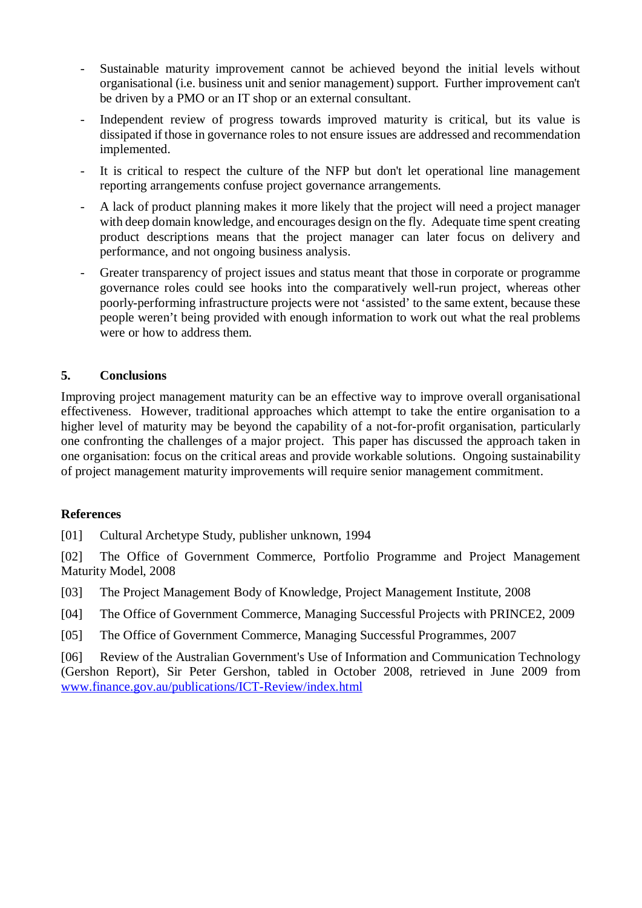- Sustainable maturity improvement cannot be achieved beyond the initial levels without organisational (i.e. business unit and senior management) support. Further improvement can't be driven by a PMO or an IT shop or an external consultant.
- Independent review of progress towards improved maturity is critical, but its value is dissipated if those in governance roles to not ensure issues are addressed and recommendation implemented.
- It is critical to respect the culture of the NFP but don't let operational line management reporting arrangements confuse project governance arrangements.
- A lack of product planning makes it more likely that the project will need a project manager with deep domain knowledge, and encourages design on the fly. Adequate time spent creating product descriptions means that the project manager can later focus on delivery and performance, and not ongoing business analysis.
- Greater transparency of project issues and status meant that those in corporate or programme governance roles could see hooks into the comparatively well-run project, whereas other poorly-performing infrastructure projects were not 'assisted' to the same extent, because these people weren't being provided with enough information to work out what the real problems were or how to address them.

## 5. Conclusions

Improving project management maturity can be an effective way to improve overall organisational effectiveness. However, traditional approaches which attempt to take the entire organisation to a higher level of maturity may be beyond the capability of a not-for-profit organisation, particularly one confronting the challenges of a major project. This paper has discussed the approach taken in one organisation: focus on the critical areas and provide workable solutions. Ongoing sustainability of project management maturity improvements will require senior management commitment.

## References

[01] Cultural Archetype Study, publisher unknown, 1994

[02] The Office of Government Commerce, Portfolio Programme and Project Management Maturity Model, 2008

[03] The Project Management Body of Knowledge, Project Management Institute, 2008

[04] The Office of Government Commerce, Managing Successful Projects with PRINCE2, 2009

[05] The Office of Government Commerce, Managing Successful Programmes, 2007

[06] Review of the Australian Government's Use of Information and Communication Technology (Gershon Report), Sir Peter Gershon, tabled in October 2008, retrieved in June 2009 from www.finance.gov.au/publications/ICT-Review/index.html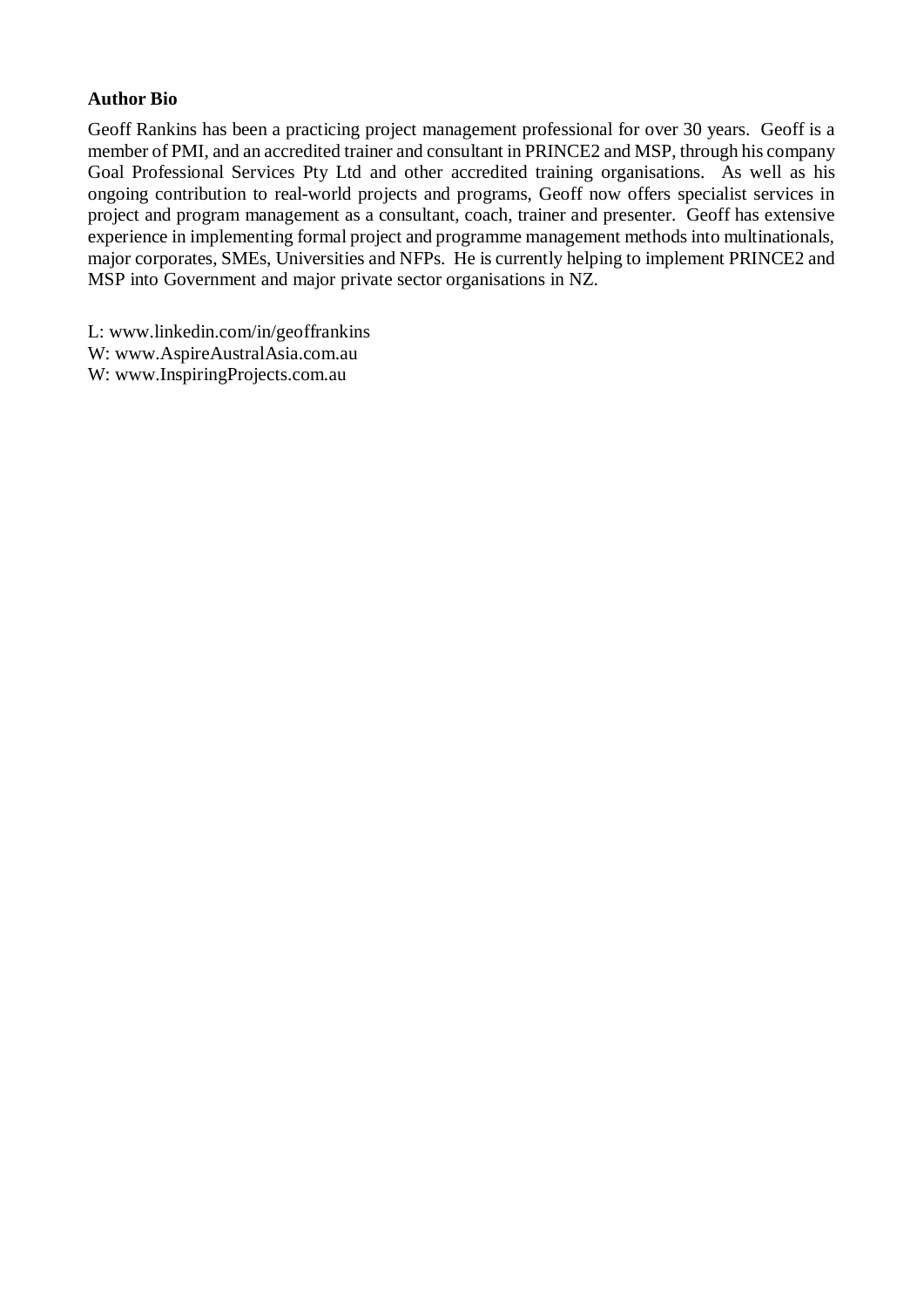**Author Bio**

Geoff Rankins has been a practicing project management professional for over 30 years. Geoff is a member of PMI, and an accredited trainer and consultant in PRINCE2 and MSP, through his company Goal Professional Services Pty Ltd and other accredited training organisations. As well as his ongoing contribution to real-world projects and programs, Geoff now offers specialist services in project and program management as a consultant, coach, trainer and presenter. Geoff has extensive experience in implementing formal project and programme management methods into multinationals, major corporates, SMEs, Universities and NFPs. He is currently helping to implement PRINCE2 and MSP into Government and major private sector organisations in NZ.

L: www.linkedin.com/in/geoffrankins
W: www.AspireAustralAsia.com.au
W: www.InspiringProjects.com.au